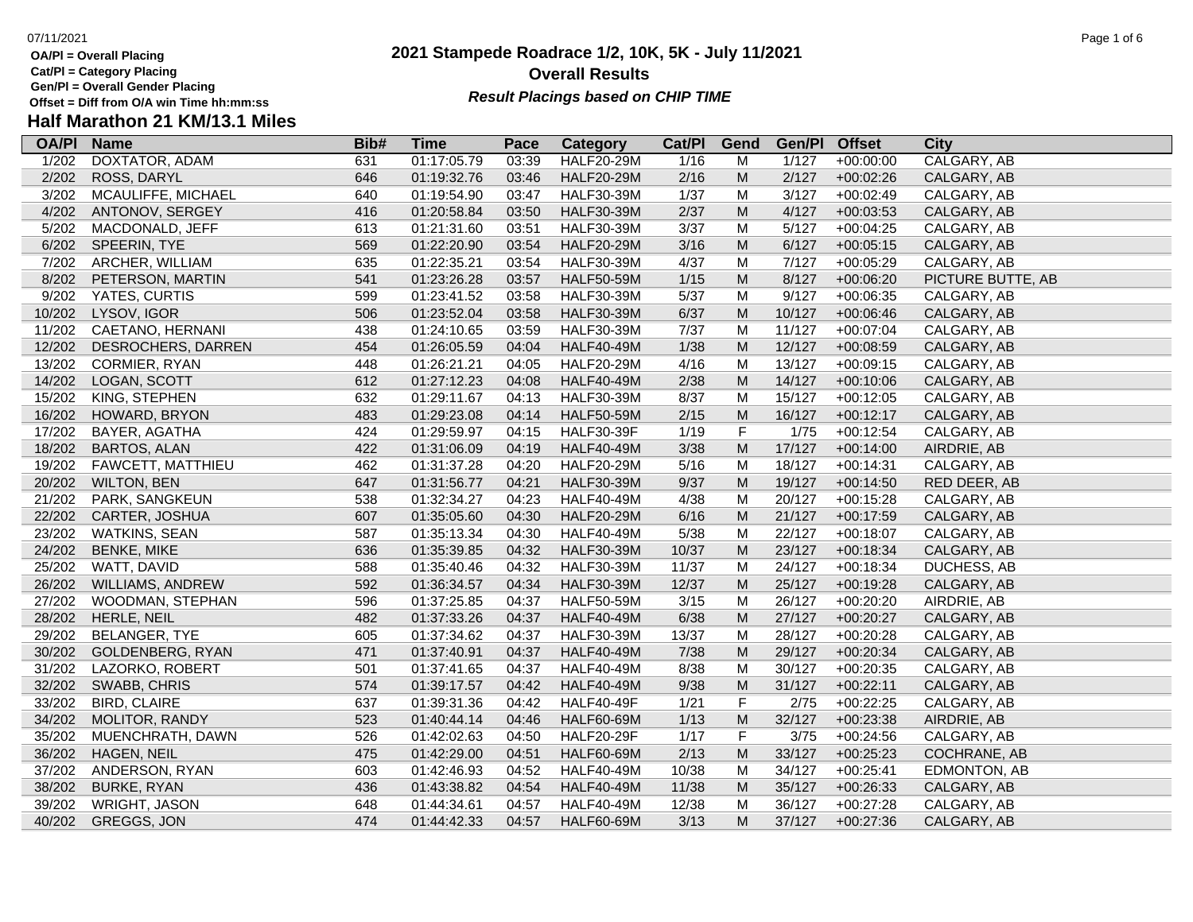# 2021 Stampede Roadrace 1/2, 10K, 5K - July 11/2021

## Overall Results

***Result Placings based on CHIP TIME***

**OA/Pl = Overall Placing**
**Cat/Pl = Category Placing**
**Gen/Pl = Overall Gender Placing**
**Offset = Diff from O/A win Time hh:mm:ss**

## Half Marathon 21 KM/13.1 Miles

| OA/Pl | Name | Bib# | Time | Pace | Category | Cat/Pl | Gend | Gen/Pl | Offset | City |
|---|---|---|---|---|---|---|---|---|---|---|
| 1/202 | DOXTATOR, ADAM | 631 | 01:17:05.79 | 03:39 | HALF20-29M | 1/16 | M | 1/127 | +00:00:00 | CALGARY, AB |
| 2/202 | ROSS, DARYL | 646 | 01:19:32.76 | 03:46 | HALF20-29M | 2/16 | M | 2/127 | +00:02:26 | CALGARY, AB |
| 3/202 | MCAULIFFE, MICHAEL | 640 | 01:19:54.90 | 03:47 | HALF30-39M | 1/37 | M | 3/127 | +00:02:49 | CALGARY, AB |
| 4/202 | ANTONOV, SERGEY | 416 | 01:20:58.84 | 03:50 | HALF30-39M | 2/37 | M | 4/127 | +00:03:53 | CALGARY, AB |
| 5/202 | MACDONALD, JEFF | 613 | 01:21:31.60 | 03:51 | HALF30-39M | 3/37 | M | 5/127 | +00:04:25 | CALGARY, AB |
| 6/202 | SPEERIN, TYE | 569 | 01:22:20.90 | 03:54 | HALF20-29M | 3/16 | M | 6/127 | +00:05:15 | CALGARY, AB |
| 7/202 | ARCHER, WILLIAM | 635 | 01:22:35.21 | 03:54 | HALF30-39M | 4/37 | M | 7/127 | +00:05:29 | CALGARY, AB |
| 8/202 | PETERSON, MARTIN | 541 | 01:23:26.28 | 03:57 | HALF50-59M | 1/15 | M | 8/127 | +00:06:20 | PICTURE BUTTE, AB |
| 9/202 | YATES, CURTIS | 599 | 01:23:41.52 | 03:58 | HALF30-39M | 5/37 | M | 9/127 | +00:06:35 | CALGARY, AB |
| 10/202 | LYSOV, IGOR | 506 | 01:23:52.04 | 03:58 | HALF30-39M | 6/37 | M | 10/127 | +00:06:46 | CALGARY, AB |
| 11/202 | CAETANO, HERNANI | 438 | 01:24:10.65 | 03:59 | HALF30-39M | 7/37 | M | 11/127 | +00:07:04 | CALGARY, AB |
| 12/202 | DESROCHERS, DARREN | 454 | 01:26:05.59 | 04:04 | HALF40-49M | 1/38 | M | 12/127 | +00:08:59 | CALGARY, AB |
| 13/202 | CORMIER, RYAN | 448 | 01:26:21.21 | 04:05 | HALF20-29M | 4/16 | M | 13/127 | +00:09:15 | CALGARY, AB |
| 14/202 | LOGAN, SCOTT | 612 | 01:27:12.23 | 04:08 | HALF40-49M | 2/38 | M | 14/127 | +00:10:06 | CALGARY, AB |
| 15/202 | KING, STEPHEN | 632 | 01:29:11.67 | 04:13 | HALF30-39M | 8/37 | M | 15/127 | +00:12:05 | CALGARY, AB |
| 16/202 | HOWARD, BRYON | 483 | 01:29:23.08 | 04:14 | HALF50-59M | 2/15 | M | 16/127 | +00:12:17 | CALGARY, AB |
| 17/202 | BAYER, AGATHA | 424 | 01:29:59.97 | 04:15 | HALF30-39F | 1/19 | F | 1/75 | +00:12:54 | CALGARY, AB |
| 18/202 | BARTOS, ALAN | 422 | 01:31:06.09 | 04:19 | HALF40-49M | 3/38 | M | 17/127 | +00:14:00 | AIRDRIE, AB |
| 19/202 | FAWCETT, MATTHIEU | 462 | 01:31:37.28 | 04:20 | HALF20-29M | 5/16 | M | 18/127 | +00:14:31 | CALGARY, AB |
| 20/202 | WILTON, BEN | 647 | 01:31:56.77 | 04:21 | HALF30-39M | 9/37 | M | 19/127 | +00:14:50 | RED DEER, AB |
| 21/202 | PARK, SANGKEUN | 538 | 01:32:34.27 | 04:23 | HALF40-49M | 4/38 | M | 20/127 | +00:15:28 | CALGARY, AB |
| 22/202 | CARTER, JOSHUA | 607 | 01:35:05.60 | 04:30 | HALF20-29M | 6/16 | M | 21/127 | +00:17:59 | CALGARY, AB |
| 23/202 | WATKINS, SEAN | 587 | 01:35:13.34 | 04:30 | HALF40-49M | 5/38 | M | 22/127 | +00:18:07 | CALGARY, AB |
| 24/202 | BENKE, MIKE | 636 | 01:35:39.85 | 04:32 | HALF30-39M | 10/37 | M | 23/127 | +00:18:34 | CALGARY, AB |
| 25/202 | WATT, DAVID | 588 | 01:35:40.46 | 04:32 | HALF30-39M | 11/37 | M | 24/127 | +00:18:34 | DUCHESS, AB |
| 26/202 | WILLIAMS, ANDREW | 592 | 01:36:34.57 | 04:34 | HALF30-39M | 12/37 | M | 25/127 | +00:19:28 | CALGARY, AB |
| 27/202 | WOODMAN, STEPHAN | 596 | 01:37:25.85 | 04:37 | HALF50-59M | 3/15 | M | 26/127 | +00:20:20 | AIRDRIE, AB |
| 28/202 | HERLE, NEIL | 482 | 01:37:33.26 | 04:37 | HALF40-49M | 6/38 | M | 27/127 | +00:20:27 | CALGARY, AB |
| 29/202 | BELANGER, TYE | 605 | 01:37:34.62 | 04:37 | HALF30-39M | 13/37 | M | 28/127 | +00:20:28 | CALGARY, AB |
| 30/202 | GOLDENBERG, RYAN | 471 | 01:37:40.91 | 04:37 | HALF40-49M | 7/38 | M | 29/127 | +00:20:34 | CALGARY, AB |
| 31/202 | LAZORKO, ROBERT | 501 | 01:37:41.65 | 04:37 | HALF40-49M | 8/38 | M | 30/127 | +00:20:35 | CALGARY, AB |
| 32/202 | SWABB, CHRIS | 574 | 01:39:17.57 | 04:42 | HALF40-49M | 9/38 | M | 31/127 | +00:22:11 | CALGARY, AB |
| 33/202 | BIRD, CLAIRE | 637 | 01:39:31.36 | 04:42 | HALF40-49F | 1/21 | F | 2/75 | +00:22:25 | CALGARY, AB |
| 34/202 | MOLITOR, RANDY | 523 | 01:40:44.14 | 04:46 | HALF60-69M | 1/13 | M | 32/127 | +00:23:38 | AIRDRIE, AB |
| 35/202 | MUENCHRATH, DAWN | 526 | 01:42:02.63 | 04:50 | HALF20-29F | 1/17 | F | 3/75 | +00:24:56 | CALGARY, AB |
| 36/202 | HAGEN, NEIL | 475 | 01:42:29.00 | 04:51 | HALF60-69M | 2/13 | M | 33/127 | +00:25:23 | COCHRANE, AB |
| 37/202 | ANDERSON, RYAN | 603 | 01:42:46.93 | 04:52 | HALF40-49M | 10/38 | M | 34/127 | +00:25:41 | EDMONTON, AB |
| 38/202 | BURKE, RYAN | 436 | 01:43:38.82 | 04:54 | HALF40-49M | 11/38 | M | 35/127 | +00:26:33 | CALGARY, AB |
| 39/202 | WRIGHT, JASON | 648 | 01:44:34.61 | 04:57 | HALF40-49M | 12/38 | M | 36/127 | +00:27:28 | CALGARY, AB |
| 40/202 | GREGGS, JON | 474 | 01:44:42.33 | 04:57 | HALF60-69M | 3/13 | M | 37/127 | +00:27:36 | CALGARY, AB |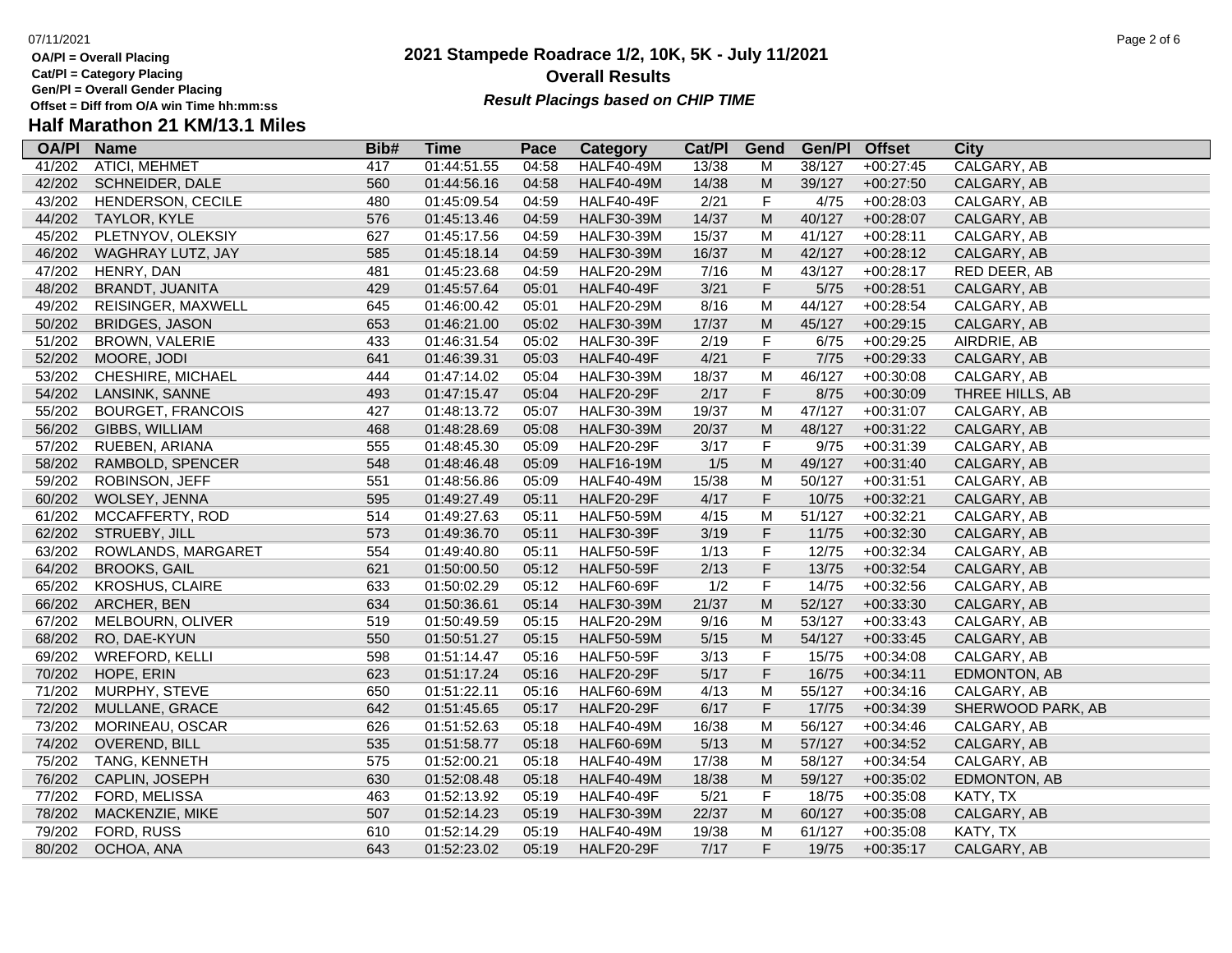OA/Pl = Overall Placing
Cat/Pl = Category Placing
Gen/Pl = Overall Gender Placing
Offset = Diff from O/A win Time hh:mm:ss

# 2021 Stampede Roadrace 1/2, 10K, 5K - July 11/2021

## Overall Results

***Result Placings based on CHIP TIME***

### Half Marathon 21 KM/13.1 Miles

| OA/Pl | Name | Bib# | Time | Pace | Category | Cat/Pl | Gend | Gen/Pl | Offset | City |
|---|---|---|---|---|---|---|---|---|---|---|
| 41/202 | ATICI, MEHMET | 417 | 01:44:51.55 | 04:58 | HALF40-49M | 13/38 | M | 38/127 | +00:27:45 | CALGARY, AB |
| 42/202 | SCHNEIDER, DALE | 560 | 01:44:56.16 | 04:58 | HALF40-49M | 14/38 | M | 39/127 | +00:27:50 | CALGARY, AB |
| 43/202 | HENDERSON, CECILE | 480 | 01:45:09.54 | 04:59 | HALF40-49F | 2/21 | F | 4/75 | +00:28:03 | CALGARY, AB |
| 44/202 | TAYLOR, KYLE | 576 | 01:45:13.46 | 04:59 | HALF30-39M | 14/37 | M | 40/127 | +00:28:07 | CALGARY, AB |
| 45/202 | PLETNYOV, OLEKSIY | 627 | 01:45:17.56 | 04:59 | HALF30-39M | 15/37 | M | 41/127 | +00:28:11 | CALGARY, AB |
| 46/202 | WAGHRAY LUTZ, JAY | 585 | 01:45:18.14 | 04:59 | HALF30-39M | 16/37 | M | 42/127 | +00:28:12 | CALGARY, AB |
| 47/202 | HENRY, DAN | 481 | 01:45:23.68 | 04:59 | HALF20-29M | 7/16 | M | 43/127 | +00:28:17 | RED DEER, AB |
| 48/202 | BRANDT, JUANITA | 429 | 01:45:57.64 | 05:01 | HALF40-49F | 3/21 | F | 5/75 | +00:28:51 | CALGARY, AB |
| 49/202 | REISINGER, MAXWELL | 645 | 01:46:00.42 | 05:01 | HALF20-29M | 8/16 | M | 44/127 | +00:28:54 | CALGARY, AB |
| 50/202 | BRIDGES, JASON | 653 | 01:46:21.00 | 05:02 | HALF30-39M | 17/37 | M | 45/127 | +00:29:15 | CALGARY, AB |
| 51/202 | BROWN, VALERIE | 433 | 01:46:31.54 | 05:02 | HALF30-39F | 2/19 | F | 6/75 | +00:29:25 | AIRDRIE, AB |
| 52/202 | MOORE, JODI | 641 | 01:46:39.31 | 05:03 | HALF40-49F | 4/21 | F | 7/75 | +00:29:33 | CALGARY, AB |
| 53/202 | CHESHIRE, MICHAEL | 444 | 01:47:14.02 | 05:04 | HALF30-39M | 18/37 | M | 46/127 | +00:30:08 | CALGARY, AB |
| 54/202 | LANSINK, SANNE | 493 | 01:47:15.47 | 05:04 | HALF20-29F | 2/17 | F | 8/75 | +00:30:09 | THREE HILLS, AB |
| 55/202 | BOURGET, FRANCOIS | 427 | 01:48:13.72 | 05:07 | HALF30-39M | 19/37 | M | 47/127 | +00:31:07 | CALGARY, AB |
| 56/202 | GIBBS, WILLIAM | 468 | 01:48:28.69 | 05:08 | HALF30-39M | 20/37 | M | 48/127 | +00:31:22 | CALGARY, AB |
| 57/202 | RUEBEN, ARIANA | 555 | 01:48:45.30 | 05:09 | HALF20-29F | 3/17 | F | 9/75 | +00:31:39 | CALGARY, AB |
| 58/202 | RAMBOLD, SPENCER | 548 | 01:48:46.48 | 05:09 | HALF16-19M | 1/5 | M | 49/127 | +00:31:40 | CALGARY, AB |
| 59/202 | ROBINSON, JEFF | 551 | 01:48:56.86 | 05:09 | HALF40-49M | 15/38 | M | 50/127 | +00:31:51 | CALGARY, AB |
| 60/202 | WOLSEY, JENNA | 595 | 01:49:27.49 | 05:11 | HALF20-29F | 4/17 | F | 10/75 | +00:32:21 | CALGARY, AB |
| 61/202 | MCCAFFERTY, ROD | 514 | 01:49:27.63 | 05:11 | HALF50-59M | 4/15 | M | 51/127 | +00:32:21 | CALGARY, AB |
| 62/202 | STRUEBY, JILL | 573 | 01:49:36.70 | 05:11 | HALF30-39F | 3/19 | F | 11/75 | +00:32:30 | CALGARY, AB |
| 63/202 | ROWLANDS, MARGARET | 554 | 01:49:40.80 | 05:11 | HALF50-59F | 1/13 | F | 12/75 | +00:32:34 | CALGARY, AB |
| 64/202 | BROOKS, GAIL | 621 | 01:50:00.50 | 05:12 | HALF50-59F | 2/13 | F | 13/75 | +00:32:54 | CALGARY, AB |
| 65/202 | KROSHUS, CLAIRE | 633 | 01:50:02.29 | 05:12 | HALF60-69F | 1/2 | F | 14/75 | +00:32:56 | CALGARY, AB |
| 66/202 | ARCHER, BEN | 634 | 01:50:36.61 | 05:14 | HALF30-39M | 21/37 | M | 52/127 | +00:33:30 | CALGARY, AB |
| 67/202 | MELBOURN, OLIVER | 519 | 01:50:49.59 | 05:15 | HALF20-29M | 9/16 | M | 53/127 | +00:33:43 | CALGARY, AB |
| 68/202 | RO, DAE-KYUN | 550 | 01:50:51.27 | 05:15 | HALF50-59M | 5/15 | M | 54/127 | +00:33:45 | CALGARY, AB |
| 69/202 | WREFORD, KELLI | 598 | 01:51:14.47 | 05:16 | HALF50-59F | 3/13 | F | 15/75 | +00:34:08 | CALGARY, AB |
| 70/202 | HOPE, ERIN | 623 | 01:51:17.24 | 05:16 | HALF20-29F | 5/17 | F | 16/75 | +00:34:11 | EDMONTON, AB |
| 71/202 | MURPHY, STEVE | 650 | 01:51:22.11 | 05:16 | HALF60-69M | 4/13 | M | 55/127 | +00:34:16 | CALGARY, AB |
| 72/202 | MULLANE, GRACE | 642 | 01:51:45.65 | 05:17 | HALF20-29F | 6/17 | F | 17/75 | +00:34:39 | SHERWOOD PARK, AB |
| 73/202 | MORINEAU, OSCAR | 626 | 01:51:52.63 | 05:18 | HALF40-49M | 16/38 | M | 56/127 | +00:34:46 | CALGARY, AB |
| 74/202 | OVEREND, BILL | 535 | 01:51:58.77 | 05:18 | HALF60-69M | 5/13 | M | 57/127 | +00:34:52 | CALGARY, AB |
| 75/202 | TANG, KENNETH | 575 | 01:52:00.21 | 05:18 | HALF40-49M | 17/38 | M | 58/127 | +00:34:54 | CALGARY, AB |
| 76/202 | CAPLIN, JOSEPH | 630 | 01:52:08.48 | 05:18 | HALF40-49M | 18/38 | M | 59/127 | +00:35:02 | EDMONTON, AB |
| 77/202 | FORD, MELISSA | 463 | 01:52:13.92 | 05:19 | HALF40-49F | 5/21 | F | 18/75 | +00:35:08 | KATY, TX |
| 78/202 | MACKENZIE, MIKE | 507 | 01:52:14.23 | 05:19 | HALF30-39M | 22/37 | M | 60/127 | +00:35:08 | CALGARY, AB |
| 79/202 | FORD, RUSS | 610 | 01:52:14.29 | 05:19 | HALF40-49M | 19/38 | M | 61/127 | +00:35:08 | KATY, TX |
| 80/202 | OCHOA, ANA | 643 | 01:52:23.02 | 05:19 | HALF20-29F | 7/17 | F | 19/75 | +00:35:17 | CALGARY, AB |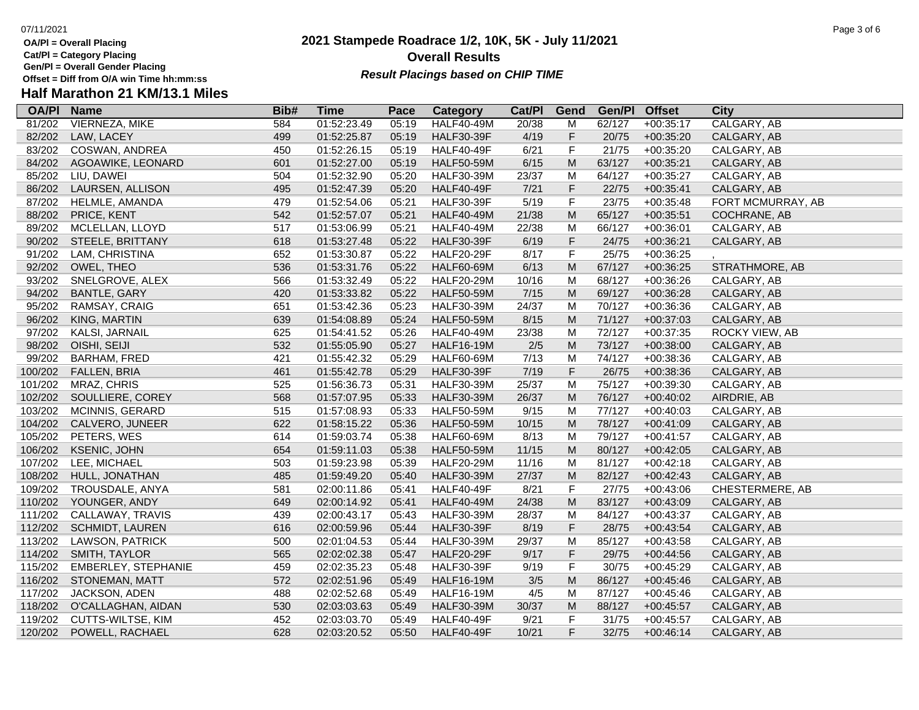**OA/Pl = Overall Placing**
**Cat/Pl = Category Placing**
**Gen/Pl = Overall Gender Placing**
**Offset = Diff from O/A win Time hh:mm:ss**

# 2021 Stampede Roadrace 1/2, 10K, 5K - July 11/2021

## Overall Results

***Result Placings based on CHIP TIME***

## Half Marathon 21 KM/13.1 Miles

| OA/Pl | Name | Bib# | Time | Pace | Category | Cat/Pl | Gend | Gen/Pl | Offset | City |
|---|---|---|---|---|---|---|---|---|---|---|
| 81/202 | VIERNEZA, MIKE | 584 | 01:52:23.49 | 05:19 | HALF40-49M | 20/38 | M | 62/127 | +00:35:17 | CALGARY, AB |
| 82/202 | LAW, LACEY | 499 | 01:52:25.87 | 05:19 | HALF30-39F | 4/19 | F | 20/75 | +00:35:20 | CALGARY, AB |
| 83/202 | COSWAN, ANDREA | 450 | 01:52:26.15 | 05:19 | HALF40-49F | 6/21 | F | 21/75 | +00:35:20 | CALGARY, AB |
| 84/202 | AGOAWIKE, LEONARD | 601 | 01:52:27.00 | 05:19 | HALF50-59M | 6/15 | M | 63/127 | +00:35:21 | CALGARY, AB |
| 85/202 | LIU, DAWEI | 504 | 01:52:32.90 | 05:20 | HALF30-39M | 23/37 | M | 64/127 | +00:35:27 | CALGARY, AB |
| 86/202 | LAURSEN, ALLISON | 495 | 01:52:47.39 | 05:20 | HALF40-49F | 7/21 | F | 22/75 | +00:35:41 | CALGARY, AB |
| 87/202 | HELMLE, AMANDA | 479 | 01:52:54.06 | 05:21 | HALF30-39F | 5/19 | F | 23/75 | +00:35:48 | FORT MCMURRAY, AB |
| 88/202 | PRICE, KENT | 542 | 01:52:57.07 | 05:21 | HALF40-49M | 21/38 | M | 65/127 | +00:35:51 | COCHRANE, AB |
| 89/202 | MCLELLAN, LLOYD | 517 | 01:53:06.99 | 05:21 | HALF40-49M | 22/38 | M | 66/127 | +00:36:01 | CALGARY, AB |
| 90/202 | STEELE, BRITTANY | 618 | 01:53:27.48 | 05:22 | HALF30-39F | 6/19 | F | 24/75 | +00:36:21 | CALGARY, AB |
| 91/202 | LAM, CHRISTINA | 652 | 01:53:30.87 | 05:22 | HALF20-29F | 8/17 | F | 25/75 | +00:36:25 | , |
| 92/202 | OWEL, THEO | 536 | 01:53:31.76 | 05:22 | HALF60-69M | 6/13 | M | 67/127 | +00:36:25 | STRATHMORE, AB |
| 93/202 | SNELGROVE, ALEX | 566 | 01:53:32.49 | 05:22 | HALF20-29M | 10/16 | M | 68/127 | +00:36:26 | CALGARY, AB |
| 94/202 | BANTLE, GARY | 420 | 01:53:33.82 | 05:22 | HALF50-59M | 7/15 | M | 69/127 | +00:36:28 | CALGARY, AB |
| 95/202 | RAMSAY, CRAIG | 651 | 01:53:42.36 | 05:23 | HALF30-39M | 24/37 | M | 70/127 | +00:36:36 | CALGARY, AB |
| 96/202 | KING, MARTIN | 639 | 01:54:08.89 | 05:24 | HALF50-59M | 8/15 | M | 71/127 | +00:37:03 | CALGARY, AB |
| 97/202 | KALSI, JARNAIL | 625 | 01:54:41.52 | 05:26 | HALF40-49M | 23/38 | M | 72/127 | +00:37:35 | ROCKY VIEW, AB |
| 98/202 | OISHI, SEIJI | 532 | 01:55:05.90 | 05:27 | HALF16-19M | 2/5 | M | 73/127 | +00:38:00 | CALGARY, AB |
| 99/202 | BARHAM, FRED | 421 | 01:55:42.32 | 05:29 | HALF60-69M | 7/13 | M | 74/127 | +00:38:36 | CALGARY, AB |
| 100/202 | FALLEN, BRIA | 461 | 01:55:42.78 | 05:29 | HALF30-39F | 7/19 | F | 26/75 | +00:38:36 | CALGARY, AB |
| 101/202 | MRAZ, CHRIS | 525 | 01:56:36.73 | 05:31 | HALF30-39M | 25/37 | M | 75/127 | +00:39:30 | CALGARY, AB |
| 102/202 | SOULLIERE, COREY | 568 | 01:57:07.95 | 05:33 | HALF30-39M | 26/37 | M | 76/127 | +00:40:02 | AIRDRIE, AB |
| 103/202 | MCINNIS, GERARD | 515 | 01:57:08.93 | 05:33 | HALF50-59M | 9/15 | M | 77/127 | +00:40:03 | CALGARY, AB |
| 104/202 | CALVERO, JUNEER | 622 | 01:58:15.22 | 05:36 | HALF50-59M | 10/15 | M | 78/127 | +00:41:09 | CALGARY, AB |
| 105/202 | PETERS, WES | 614 | 01:59:03.74 | 05:38 | HALF60-69M | 8/13 | M | 79/127 | +00:41:57 | CALGARY, AB |
| 106/202 | KSENIC, JOHN | 654 | 01:59:11.03 | 05:38 | HALF50-59M | 11/15 | M | 80/127 | +00:42:05 | CALGARY, AB |
| 107/202 | LEE, MICHAEL | 503 | 01:59:23.98 | 05:39 | HALF20-29M | 11/16 | M | 81/127 | +00:42:18 | CALGARY, AB |
| 108/202 | HULL, JONATHAN | 485 | 01:59:49.20 | 05:40 | HALF30-39M | 27/37 | M | 82/127 | +00:42:43 | CALGARY, AB |
| 109/202 | TROUSDALE, ANYA | 581 | 02:00:11.86 | 05:41 | HALF40-49F | 8/21 | F | 27/75 | +00:43:06 | CHESTERMERE, AB |
| 110/202 | YOUNGER, ANDY | 649 | 02:00:14.92 | 05:41 | HALF40-49M | 24/38 | M | 83/127 | +00:43:09 | CALGARY, AB |
| 111/202 | CALLAWAY, TRAVIS | 439 | 02:00:43.17 | 05:43 | HALF30-39M | 28/37 | M | 84/127 | +00:43:37 | CALGARY, AB |
| 112/202 | SCHMIDT, LAUREN | 616 | 02:00:59.96 | 05:44 | HALF30-39F | 8/19 | F | 28/75 | +00:43:54 | CALGARY, AB |
| 113/202 | LAWSON, PATRICK | 500 | 02:01:04.53 | 05:44 | HALF30-39M | 29/37 | M | 85/127 | +00:43:58 | CALGARY, AB |
| 114/202 | SMITH, TAYLOR | 565 | 02:02:02.38 | 05:47 | HALF20-29F | 9/17 | F | 29/75 | +00:44:56 | CALGARY, AB |
| 115/202 | EMBERLEY, STEPHANIE | 459 | 02:02:35.23 | 05:48 | HALF30-39F | 9/19 | F | 30/75 | +00:45:29 | CALGARY, AB |
| 116/202 | STONEMAN, MATT | 572 | 02:02:51.96 | 05:49 | HALF16-19M | 3/5 | M | 86/127 | +00:45:46 | CALGARY, AB |
| 117/202 | JACKSON, ADEN | 488 | 02:02:52.68 | 05:49 | HALF16-19M | 4/5 | M | 87/127 | +00:45:46 | CALGARY, AB |
| 118/202 | O'CALLAGHAN, AIDAN | 530 | 02:03:03.63 | 05:49 | HALF30-39M | 30/37 | M | 88/127 | +00:45:57 | CALGARY, AB |
| 119/202 | CUTTS-WILTSE, KIM | 452 | 02:03:03.70 | 05:49 | HALF40-49F | 9/21 | F | 31/75 | +00:45:57 | CALGARY, AB |
| 120/202 | POWELL, RACHAEL | 628 | 02:03:20.52 | 05:50 | HALF40-49F | 10/21 | F | 32/75 | +00:46:14 | CALGARY, AB |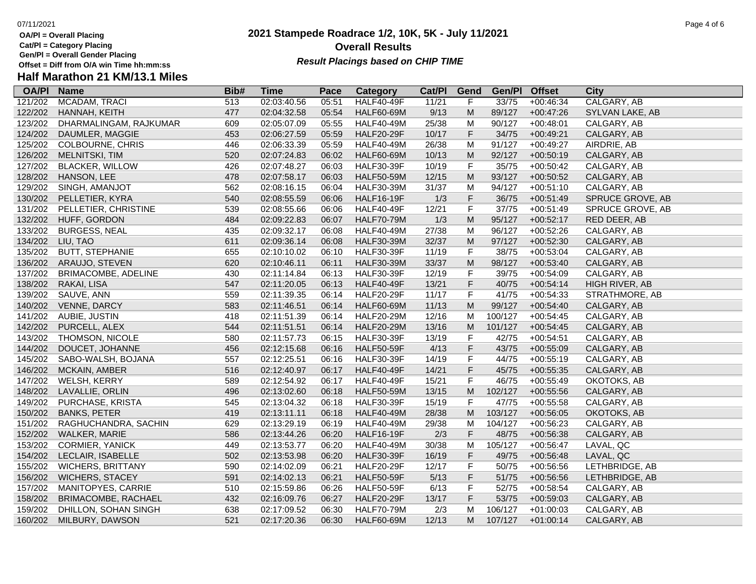OA/Pl = Overall Placing
Cat/Pl = Category Placing
Gen/Pl = Overall Gender Placing
Offset = Diff from O/A win Time hh:mm:ss

# 2021 Stampede Roadrace 1/2, 10K, 5K - July 11/2021

## Overall Results

***Result Placings based on CHIP TIME***

### Half Marathon 21 KM/13.1 Miles

| OA/Pl | Name | Bib# | Time | Pace | Category | Cat/Pl | Gend | Gen/Pl | Offset | City |
|---|---|---|---|---|---|---|---|---|---|---|
| 121/202 | MCADAM, TRACI | 513 | 02:03:40.56 | 05:51 | HALF40-49F | 11/21 | F | 33/75 | +00:46:34 | CALGARY, AB |
| 122/202 | HANNAH, KEITH | 477 | 02:04:32.58 | 05:54 | HALF60-69M | 9/13 | M | 89/127 | +00:47:26 | SYLVAN LAKE, AB |
| 123/202 | DHARMALINGAM, RAJKUMAR | 609 | 02:05:07.09 | 05:55 | HALF40-49M | 25/38 | M | 90/127 | +00:48:01 | CALGARY, AB |
| 124/202 | DAUMLER, MAGGIE | 453 | 02:06:27.59 | 05:59 | HALF20-29F | 10/17 | F | 34/75 | +00:49:21 | CALGARY, AB |
| 125/202 | COLBOURNE, CHRIS | 446 | 02:06:33.39 | 05:59 | HALF40-49M | 26/38 | M | 91/127 | +00:49:27 | AIRDRIE, AB |
| 126/202 | MELNITSKI, TIM | 520 | 02:07:24.83 | 06:02 | HALF60-69M | 10/13 | M | 92/127 | +00:50:19 | CALGARY, AB |
| 127/202 | BLACKER, WILLOW | 426 | 02:07:48.27 | 06:03 | HALF30-39F | 10/19 | F | 35/75 | +00:50:42 | CALGARY, AB |
| 128/202 | HANSON, LEE | 478 | 02:07:58.17 | 06:03 | HALF50-59M | 12/15 | M | 93/127 | +00:50:52 | CALGARY, AB |
| 129/202 | SINGH, AMANJOT | 562 | 02:08:16.15 | 06:04 | HALF30-39M | 31/37 | M | 94/127 | +00:51:10 | CALGARY, AB |
| 130/202 | PELLETIER, KYRA | 540 | 02:08:55.59 | 06:06 | HALF16-19F | 1/3 | F | 36/75 | +00:51:49 | SPRUCE GROVE, AB |
| 131/202 | PELLETIER, CHRISTINE | 539 | 02:08:55.66 | 06:06 | HALF40-49F | 12/21 | F | 37/75 | +00:51:49 | SPRUCE GROVE, AB |
| 132/202 | HUFF, GORDON | 484 | 02:09:22.83 | 06:07 | HALF70-79M | 1/3 | M | 95/127 | +00:52:17 | RED DEER, AB |
| 133/202 | BURGESS, NEAL | 435 | 02:09:32.17 | 06:08 | HALF40-49M | 27/38 | M | 96/127 | +00:52:26 | CALGARY, AB |
| 134/202 | LIU, TAO | 611 | 02:09:36.14 | 06:08 | HALF30-39M | 32/37 | M | 97/127 | +00:52:30 | CALGARY, AB |
| 135/202 | BUTT, STEPHANIE | 655 | 02:10:10.02 | 06:10 | HALF30-39F | 11/19 | F | 38/75 | +00:53:04 | CALGARY, AB |
| 136/202 | ARAUJO, STEVEN | 620 | 02:10:46.11 | 06:11 | HALF30-39M | 33/37 | M | 98/127 | +00:53:40 | CALGARY, AB |
| 137/202 | BRIMACOMBE, ADELINE | 430 | 02:11:14.84 | 06:13 | HALF30-39F | 12/19 | F | 39/75 | +00:54:09 | CALGARY, AB |
| 138/202 | RAKAI, LISA | 547 | 02:11:20.05 | 06:13 | HALF40-49F | 13/21 | F | 40/75 | +00:54:14 | HIGH RIVER, AB |
| 139/202 | SAUVE, ANN | 559 | 02:11:39.35 | 06:14 | HALF20-29F | 11/17 | F | 41/75 | +00:54:33 | STRATHMORE, AB |
| 140/202 | VENNE, DARCY | 583 | 02:11:46.51 | 06:14 | HALF60-69M | 11/13 | M | 99/127 | +00:54:40 | CALGARY, AB |
| 141/202 | AUBIE, JUSTIN | 418 | 02:11:51.39 | 06:14 | HALF20-29M | 12/16 | M | 100/127 | +00:54:45 | CALGARY, AB |
| 142/202 | PURCELL, ALEX | 544 | 02:11:51.51 | 06:14 | HALF20-29M | 13/16 | M | 101/127 | +00:54:45 | CALGARY, AB |
| 143/202 | THOMSON, NICOLE | 580 | 02:11:57.73 | 06:15 | HALF30-39F | 13/19 | F | 42/75 | +00:54:51 | CALGARY, AB |
| 144/202 | DOUCET, JOHANNE | 456 | 02:12:15.68 | 06:16 | HALF50-59F | 4/13 | F | 43/75 | +00:55:09 | CALGARY, AB |
| 145/202 | SABO-WALSH, BOJANA | 557 | 02:12:25.51 | 06:16 | HALF30-39F | 14/19 | F | 44/75 | +00:55:19 | CALGARY, AB |
| 146/202 | MCKAIN, AMBER | 516 | 02:12:40.97 | 06:17 | HALF40-49F | 14/21 | F | 45/75 | +00:55:35 | CALGARY, AB |
| 147/202 | WELSH, KERRY | 589 | 02:12:54.92 | 06:17 | HALF40-49F | 15/21 | F | 46/75 | +00:55:49 | OKOTOKS, AB |
| 148/202 | LAVALLIE, ORLIN | 496 | 02:13:02.60 | 06:18 | HALF50-59M | 13/15 | M | 102/127 | +00:55:56 | CALGARY, AB |
| 149/202 | PURCHASE, KRISTA | 545 | 02:13:04.32 | 06:18 | HALF30-39F | 15/19 | F | 47/75 | +00:55:58 | CALGARY, AB |
| 150/202 | BANKS, PETER | 419 | 02:13:11.11 | 06:18 | HALF40-49M | 28/38 | M | 103/127 | +00:56:05 | OKOTOKS, AB |
| 151/202 | RAGHUCHANDRA, SACHIN | 629 | 02:13:29.19 | 06:19 | HALF40-49M | 29/38 | M | 104/127 | +00:56:23 | CALGARY, AB |
| 152/202 | WALKER, MARIE | 586 | 02:13:44.26 | 06:20 | HALF16-19F | 2/3 | F | 48/75 | +00:56:38 | CALGARY, AB |
| 153/202 | CORMIER, YANICK | 449 | 02:13:53.77 | 06:20 | HALF40-49M | 30/38 | M | 105/127 | +00:56:47 | LAVAL, QC |
| 154/202 | LECLAIR, ISABELLE | 502 | 02:13:53.98 | 06:20 | HALF30-39F | 16/19 | F | 49/75 | +00:56:48 | LAVAL, QC |
| 155/202 | WICHERS, BRITTANY | 590 | 02:14:02.09 | 06:21 | HALF20-29F | 12/17 | F | 50/75 | +00:56:56 | LETHBRIDGE, AB |
| 156/202 | WICHERS, STACEY | 591 | 02:14:02.13 | 06:21 | HALF50-59F | 5/13 | F | 51/75 | +00:56:56 | LETHBRIDGE, AB |
| 157/202 | MANITOPYES, CARRIE | 510 | 02:15:59.86 | 06:26 | HALF50-59F | 6/13 | F | 52/75 | +00:58:54 | CALGARY, AB |
| 158/202 | BRIMACOMBE, RACHAEL | 432 | 02:16:09.76 | 06:27 | HALF20-29F | 13/17 | F | 53/75 | +00:59:03 | CALGARY, AB |
| 159/202 | DHILLON, SOHAN SINGH | 638 | 02:17:09.52 | 06:30 | HALF70-79M | 2/3 | M | 106/127 | +01:00:03 | CALGARY, AB |
| 160/202 | MILBURY, DAWSON | 521 | 02:17:20.36 | 06:30 | HALF60-69M | 12/13 | M | 107/127 | +01:00:14 | CALGARY, AB |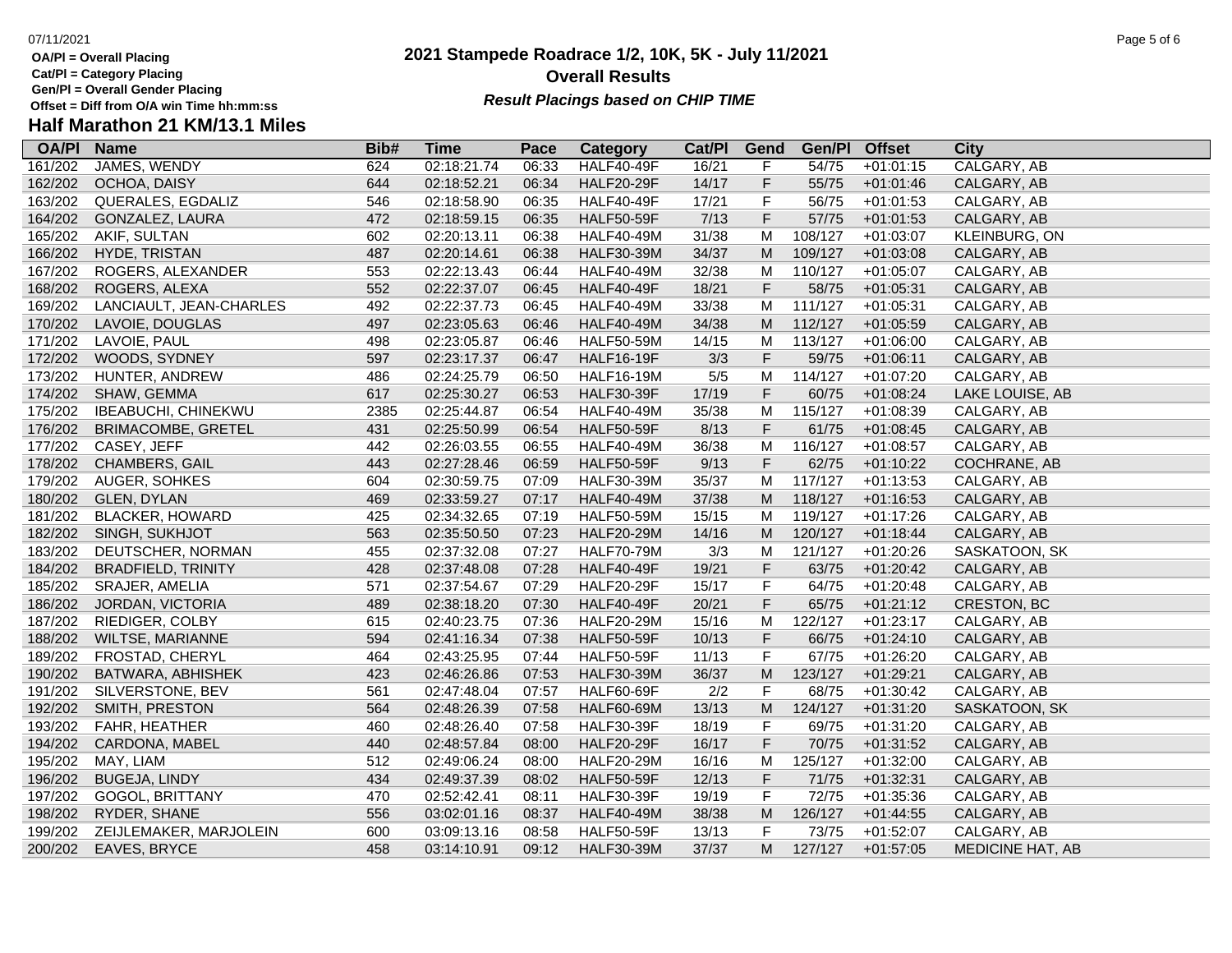OA/Pl = Overall Placing
Cat/Pl = Category Placing
Gen/Pl = Overall Gender Placing
Offset = Diff from O/A win Time hh:mm:ss

# 2021 Stampede Roadrace 1/2, 10K, 5K - July 11/2021

## Overall Results

***Result Placings based on CHIP TIME***

## Half Marathon 21 KM/13.1 Miles

| OA/Pl | Name | Bib# | Time | Pace | Category | Cat/Pl | Gend | Gen/Pl | Offset | City |
|---|---|---|---|---|---|---|---|---|---|---|
| 161/202 | JAMES, WENDY | 624 | 02:18:21.74 | 06:33 | HALF40-49F | 16/21 | F | 54/75 | +01:01:15 | CALGARY, AB |
| 162/202 | OCHOA, DAISY | 644 | 02:18:52.21 | 06:34 | HALF20-29F | 14/17 | F | 55/75 | +01:01:46 | CALGARY, AB |
| 163/202 | QUERALES, EGDALIZ | 546 | 02:18:58.90 | 06:35 | HALF40-49F | 17/21 | F | 56/75 | +01:01:53 | CALGARY, AB |
| 164/202 | GONZALEZ, LAURA | 472 | 02:18:59.15 | 06:35 | HALF50-59F | 7/13 | F | 57/75 | +01:01:53 | CALGARY, AB |
| 165/202 | AKIF, SULTAN | 602 | 02:20:13.11 | 06:38 | HALF40-49M | 31/38 | M | 108/127 | +01:03:07 | KLEINBURG, ON |
| 166/202 | HYDE, TRISTAN | 487 | 02:20:14.61 | 06:38 | HALF30-39M | 34/37 | M | 109/127 | +01:03:08 | CALGARY, AB |
| 167/202 | ROGERS, ALEXANDER | 553 | 02:22:13.43 | 06:44 | HALF40-49M | 32/38 | M | 110/127 | +01:05:07 | CALGARY, AB |
| 168/202 | ROGERS, ALEXA | 552 | 02:22:37.07 | 06:45 | HALF40-49F | 18/21 | F | 58/75 | +01:05:31 | CALGARY, AB |
| 169/202 | LANCIAULT, JEAN-CHARLES | 492 | 02:22:37.73 | 06:45 | HALF40-49M | 33/38 | M | 111/127 | +01:05:31 | CALGARY, AB |
| 170/202 | LAVOIE, DOUGLAS | 497 | 02:23:05.63 | 06:46 | HALF40-49M | 34/38 | M | 112/127 | +01:05:59 | CALGARY, AB |
| 171/202 | LAVOIE, PAUL | 498 | 02:23:05.87 | 06:46 | HALF50-59M | 14/15 | M | 113/127 | +01:06:00 | CALGARY, AB |
| 172/202 | WOODS, SYDNEY | 597 | 02:23:17.37 | 06:47 | HALF16-19F | 3/3 | F | 59/75 | +01:06:11 | CALGARY, AB |
| 173/202 | HUNTER, ANDREW | 486 | 02:24:25.79 | 06:50 | HALF16-19M | 5/5 | M | 114/127 | +01:07:20 | CALGARY, AB |
| 174/202 | SHAW, GEMMA | 617 | 02:25:30.27 | 06:53 | HALF30-39F | 17/19 | F | 60/75 | +01:08:24 | LAKE LOUISE, AB |
| 175/202 | IBEABUCHI, CHINEKWU | 2385 | 02:25:44.87 | 06:54 | HALF40-49M | 35/38 | M | 115/127 | +01:08:39 | CALGARY, AB |
| 176/202 | BRIMACOMBE, GRETEL | 431 | 02:25:50.99 | 06:54 | HALF50-59F | 8/13 | F | 61/75 | +01:08:45 | CALGARY, AB |
| 177/202 | CASEY, JEFF | 442 | 02:26:03.55 | 06:55 | HALF40-49M | 36/38 | M | 116/127 | +01:08:57 | CALGARY, AB |
| 178/202 | CHAMBERS, GAIL | 443 | 02:27:28.46 | 06:59 | HALF50-59F | 9/13 | F | 62/75 | +01:10:22 | COCHRANE, AB |
| 179/202 | AUGER, SOHKES | 604 | 02:30:59.75 | 07:09 | HALF30-39M | 35/37 | M | 117/127 | +01:13:53 | CALGARY, AB |
| 180/202 | GLEN, DYLAN | 469 | 02:33:59.27 | 07:17 | HALF40-49M | 37/38 | M | 118/127 | +01:16:53 | CALGARY, AB |
| 181/202 | BLACKER, HOWARD | 425 | 02:34:32.65 | 07:19 | HALF50-59M | 15/15 | M | 119/127 | +01:17:26 | CALGARY, AB |
| 182/202 | SINGH, SUKHJOT | 563 | 02:35:50.50 | 07:23 | HALF20-29M | 14/16 | M | 120/127 | +01:18:44 | CALGARY, AB |
| 183/202 | DEUTSCHER, NORMAN | 455 | 02:37:32.08 | 07:27 | HALF70-79M | 3/3 | M | 121/127 | +01:20:26 | SASKATOON, SK |
| 184/202 | BRADFIELD, TRINITY | 428 | 02:37:48.08 | 07:28 | HALF40-49F | 19/21 | F | 63/75 | +01:20:42 | CALGARY, AB |
| 185/202 | SRAJER, AMELIA | 571 | 02:37:54.67 | 07:29 | HALF20-29F | 15/17 | F | 64/75 | +01:20:48 | CALGARY, AB |
| 186/202 | JORDAN, VICTORIA | 489 | 02:38:18.20 | 07:30 | HALF40-49F | 20/21 | F | 65/75 | +01:21:12 | CRESTON, BC |
| 187/202 | RIEDIGER, COLBY | 615 | 02:40:23.75 | 07:36 | HALF20-29M | 15/16 | M | 122/127 | +01:23:17 | CALGARY, AB |
| 188/202 | WILTSE, MARIANNE | 594 | 02:41:16.34 | 07:38 | HALF50-59F | 10/13 | F | 66/75 | +01:24:10 | CALGARY, AB |
| 189/202 | FROSTAD, CHERYL | 464 | 02:43:25.95 | 07:44 | HALF50-59F | 11/13 | F | 67/75 | +01:26:20 | CALGARY, AB |
| 190/202 | BATWARA, ABHISHEK | 423 | 02:46:26.86 | 07:53 | HALF30-39M | 36/37 | M | 123/127 | +01:29:21 | CALGARY, AB |
| 191/202 | SILVERSTONE, BEV | 561 | 02:47:48.04 | 07:57 | HALF60-69F | 2/2 | F | 68/75 | +01:30:42 | CALGARY, AB |
| 192/202 | SMITH, PRESTON | 564 | 02:48:26.39 | 07:58 | HALF60-69M | 13/13 | M | 124/127 | +01:31:20 | SASKATOON, SK |
| 193/202 | FAHR, HEATHER | 460 | 02:48:26.40 | 07:58 | HALF30-39F | 18/19 | F | 69/75 | +01:31:20 | CALGARY, AB |
| 194/202 | CARDONA, MABEL | 440 | 02:48:57.84 | 08:00 | HALF20-29F | 16/17 | F | 70/75 | +01:31:52 | CALGARY, AB |
| 195/202 | MAY, LIAM | 512 | 02:49:06.24 | 08:00 | HALF20-29M | 16/16 | M | 125/127 | +01:32:00 | CALGARY, AB |
| 196/202 | BUGEJA, LINDY | 434 | 02:49:37.39 | 08:02 | HALF50-59F | 12/13 | F | 71/75 | +01:32:31 | CALGARY, AB |
| 197/202 | GOGOL, BRITTANY | 470 | 02:52:42.41 | 08:11 | HALF30-39F | 19/19 | F | 72/75 | +01:35:36 | CALGARY, AB |
| 198/202 | RYDER, SHANE | 556 | 03:02:01.16 | 08:37 | HALF40-49M | 38/38 | M | 126/127 | +01:44:55 | CALGARY, AB |
| 199/202 | ZEIJLEMAKER, MARJOLEIN | 600 | 03:09:13.16 | 08:58 | HALF50-59F | 13/13 | F | 73/75 | +01:52:07 | CALGARY, AB |
| 200/202 | EAVES, BRYCE | 458 | 03:14:10.91 | 09:12 | HALF30-39M | 37/37 | M | 127/127 | +01:57:05 | MEDICINE HAT, AB |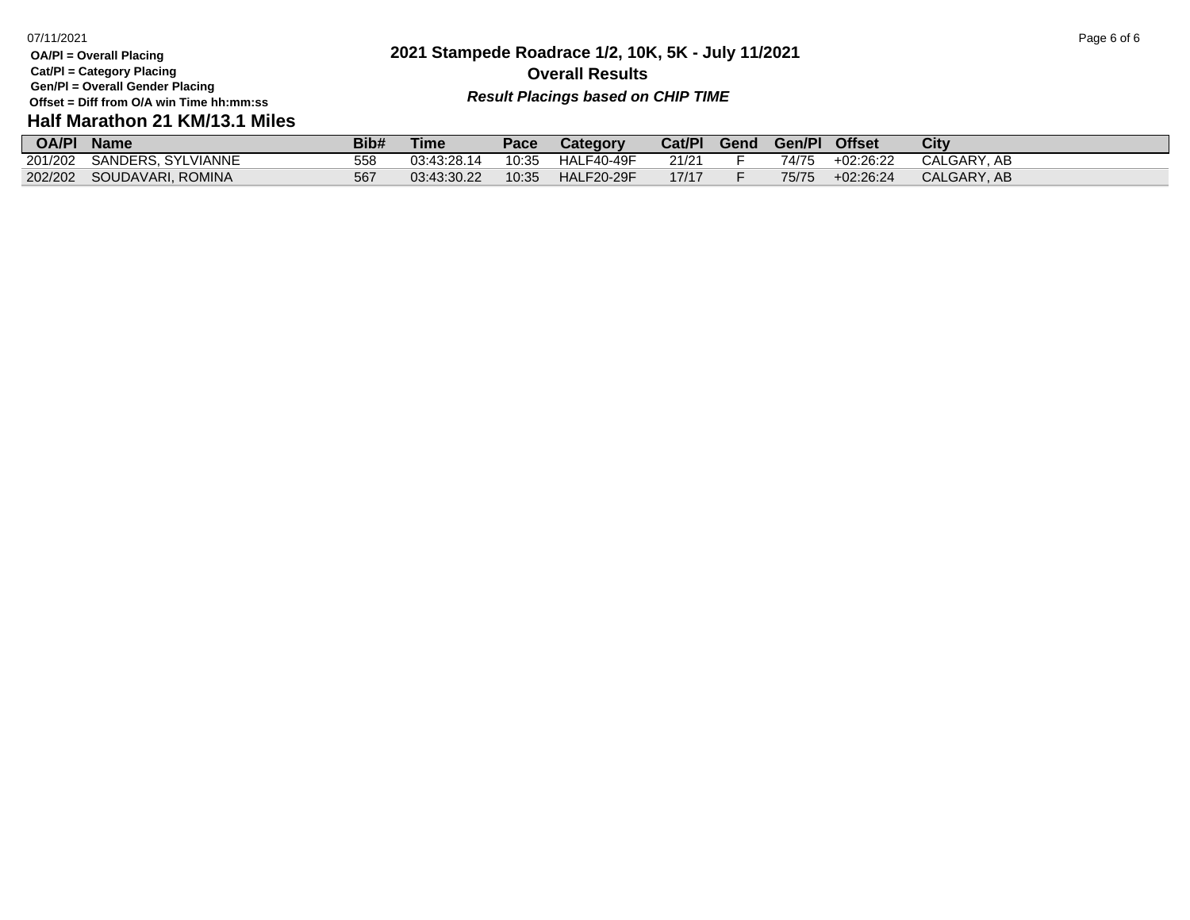07/11/2021

**OA/Pl = Overall Placing**
**Cat/Pl = Category Placing**
**Gen/Pl = Overall Gender Placing**
**Offset = Diff from O/A win Time hh:mm:ss**

# 2021 Stampede Roadrace 1/2, 10K, 5K - July 11/2021

## Overall Results

***Result Placings based on CHIP TIME***

## Half Marathon 21 KM/13.1 Miles

| OA/Pl | Name | Bib# | Time | Pace | Category | Cat/Pl | Gend | Gen/Pl | Offset | City |
|---|---|---|---|---|---|---|---|---|---|---|
| 201/202 | SANDERS, SYLVIANNE | 558 | 03:43:28.14 | 10:35 | HALF40-49F | 21/21 | F | 74/75 | +02:26:22 | CALGARY, AB |
| 202/202 | SOUDAVARI, ROMINA | 567 | 03:43:30.22 | 10:35 | HALF20-29F | 17/17 | F | 75/75 | +02:26:24 | CALGARY, AB |